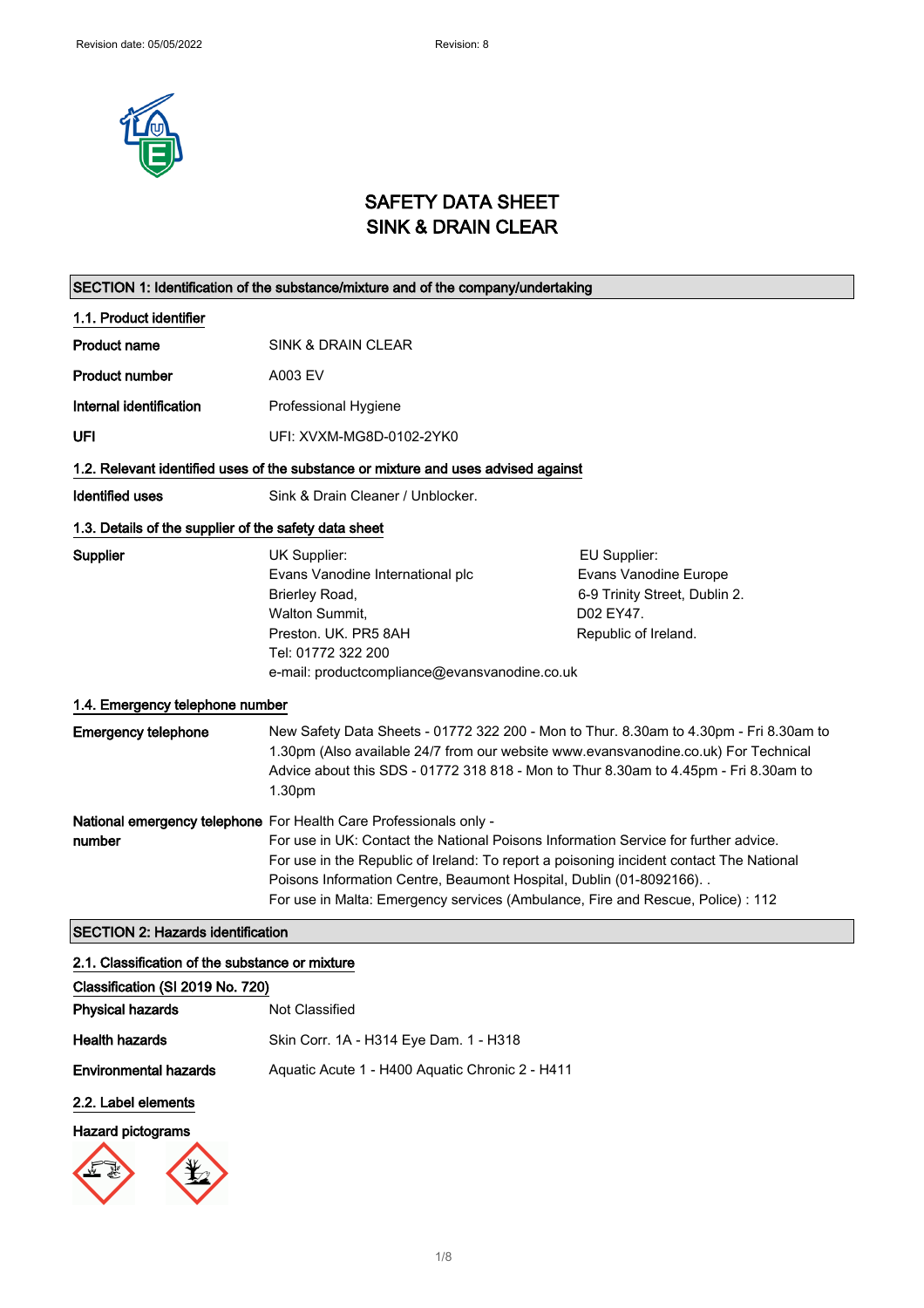Revision date: 05/05/2022 Revision: 8

# SAFETY DATA SHEET
# SINK & DRAIN CLEAR

## SECTION 1: Identification of the substance/mixture and of the company/undertaking

### 1.1. Product identifier

| | |
|---|---|
| **Product name** | SINK & DRAIN CLEAR |
| **Product number** | A003 EV |
| **Internal identification** | Professional Hygiene |
| **UFI** | UFI: XVXM-MG8D-0102-2YK0 |

### 1.2. Relevant identified uses of the substance or mixture and uses advised against

**Identified uses** Sink & Drain Cleaner / Unblocker.

### 1.3. Details of the supplier of the safety data sheet

**Supplier**

UK Supplier:
Evans Vanodine International plc
Brierley Road,
Walton Summit,
Preston. UK. PR5 8AH
Tel: 01772 322 200
e-mail: productcompliance@evansvanodine.co.uk

EU Supplier:
Evans Vanodine Europe
6-9 Trinity Street, Dublin 2.
D02 EY47.
Republic of Ireland.

### 1.4. Emergency telephone number

**Emergency telephone** New Safety Data Sheets - 01772 322 200 - Mon to Thur. 8.30am to 4.30pm - Fri 8.30am to 1.30pm (Also available 24/7 from our website www.evansvanodine.co.uk) For Technical Advice about this SDS - 01772 318 818 - Mon to Thur 8.30am to 4.45pm - Fri 8.30am to 1.30pm

**National emergency telephone number** For Health Care Professionals only -
For use in UK: Contact the National Poisons Information Service for further advice.
For use in the Republic of Ireland: To report a poisoning incident contact The National Poisons Information Centre, Beaumont Hospital, Dublin (01-8092166). .
For use in Malta: Emergency services (Ambulance, Fire and Rescue, Police) : 112

## SECTION 2: Hazards identification

### 2.1. Classification of the substance or mixture

**Classification (SI 2019 No. 720)**

| | |
|---|---|
| **Physical hazards** | Not Classified |
| **Health hazards** | Skin Corr. 1A - H314 Eye Dam. 1 - H318 |
| **Environmental hazards** | Aquatic Acute 1 - H400 Aquatic Chronic 2 - H411 |

### 2.2. Label elements

**Hazard pictograms**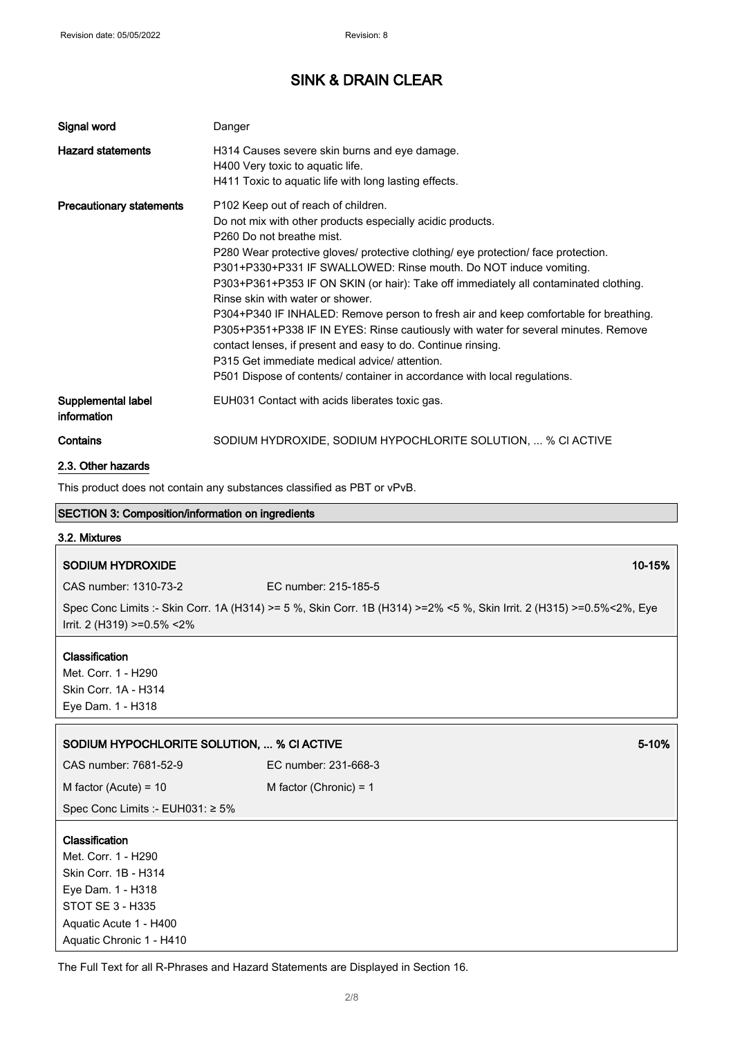# SINK & DRAIN CLEAR

| | |
|---|---|
| **Signal word** | Danger |
| **Hazard statements** | H314 Causes severe skin burns and eye damage.<br>H400 Very toxic to aquatic life.<br>H411 Toxic to aquatic life with long lasting effects. |
| **Precautionary statements** | P102 Keep out of reach of children.<br>Do not mix with other products especially acidic products.<br>P260 Do not breathe mist.<br>P280 Wear protective gloves/ protective clothing/ eye protection/ face protection.<br>P301+P330+P331 IF SWALLOWED: Rinse mouth. Do NOT induce vomiting.<br>P303+P361+P353 IF ON SKIN (or hair): Take off immediately all contaminated clothing. Rinse skin with water or shower.<br>P304+P340 IF INHALED: Remove person to fresh air and keep comfortable for breathing.<br>P305+P351+P338 IF IN EYES: Rinse cautiously with water for several minutes. Remove contact lenses, if present and easy to do. Continue rinsing.<br>P315 Get immediate medical advice/ attention.<br>P501 Dispose of contents/ container in accordance with local regulations. |
| **Supplemental label information** | EUH031 Contact with acids liberates toxic gas. |
| **Contains** | SODIUM HYDROXIDE, SODIUM HYPOCHLORITE SOLUTION, ... % Cl ACTIVE |

## 2.3. Other hazards

This product does not contain any substances classified as PBT or vPvB.

## SECTION 3: Composition/information on ingredients

### 3.2. Mixtures

**SODIUM HYDROXIDE** **10-15%**

CAS number: 1310-73-2 EC number: 215-185-5

Spec Conc Limits :- Skin Corr. 1A (H314) >= 5 %, Skin Corr. 1B (H314) >=2% <5 %, Skin Irrit. 2 (H315) >=0.5%<2%, Eye Irrit. 2 (H319) >=0.5% <2%

**Classification**

Met. Corr. 1 - H290
Skin Corr. 1A - H314
Eye Dam. 1 - H318

**SODIUM HYPOCHLORITE SOLUTION, ... % Cl ACTIVE** **5-10%**

CAS number: 7681-52-9 EC number: 231-668-3

M factor (Acute) = 10 M factor (Chronic) = 1

Spec Conc Limits :- EUH031: ≥ 5%

**Classification**

Met. Corr. 1 - H290
Skin Corr. 1B - H314
Eye Dam. 1 - H318
STOT SE 3 - H335
Aquatic Acute 1 - H400
Aquatic Chronic 1 - H410

The Full Text for all R-Phrases and Hazard Statements are Displayed in Section 16.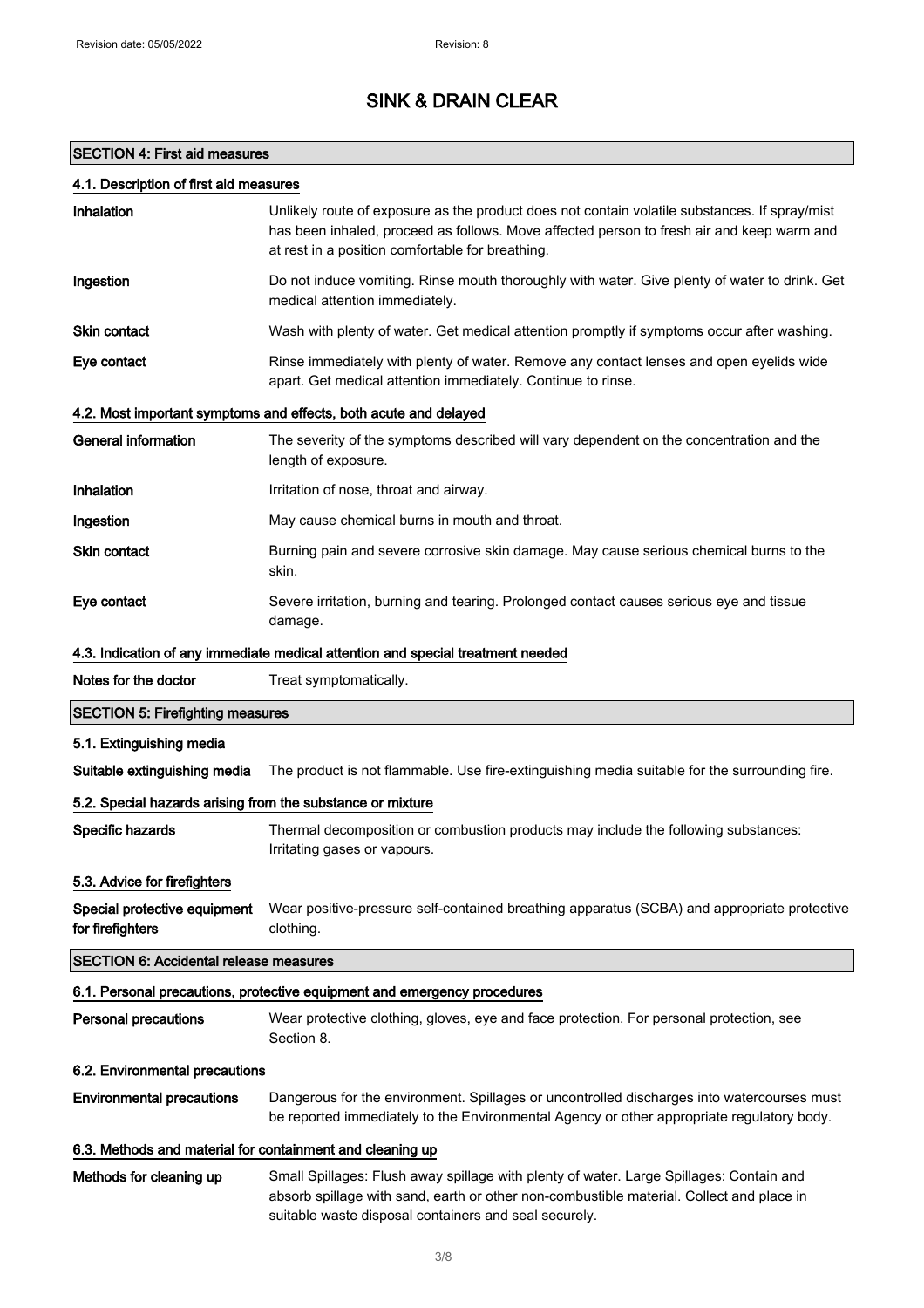# SINK & DRAIN CLEAR

## SECTION 4: First aid measures

### 4.1. Description of first aid measures

**Inhalation** Unlikely route of exposure as the product does not contain volatile substances. If spray/mist has been inhaled, proceed as follows. Move affected person to fresh air and keep warm and at rest in a position comfortable for breathing.

**Ingestion** Do not induce vomiting. Rinse mouth thoroughly with water. Give plenty of water to drink. Get medical attention immediately.

**Skin contact** Wash with plenty of water. Get medical attention promptly if symptoms occur after washing.

**Eye contact** Rinse immediately with plenty of water. Remove any contact lenses and open eyelids wide apart. Get medical attention immediately. Continue to rinse.

### 4.2. Most important symptoms and effects, both acute and delayed

**General information** The severity of the symptoms described will vary dependent on the concentration and the length of exposure.

**Inhalation** Irritation of nose, throat and airway.

**Ingestion** May cause chemical burns in mouth and throat.

**Skin contact** Burning pain and severe corrosive skin damage. May cause serious chemical burns to the skin.

**Eye contact** Severe irritation, burning and tearing. Prolonged contact causes serious eye and tissue damage.

### 4.3. Indication of any immediate medical attention and special treatment needed

**Notes for the doctor** Treat symptomatically.

## SECTION 5: Firefighting measures

### 5.1. Extinguishing media

**Suitable extinguishing media** The product is not flammable. Use fire-extinguishing media suitable for the surrounding fire.

### 5.2. Special hazards arising from the substance or mixture

**Specific hazards** Thermal decomposition or combustion products may include the following substances: Irritating gases or vapours.

### 5.3. Advice for firefighters

**Special protective equipment for firefighters** Wear positive-pressure self-contained breathing apparatus (SCBA) and appropriate protective clothing.

## SECTION 6: Accidental release measures

### 6.1. Personal precautions, protective equipment and emergency procedures

**Personal precautions** Wear protective clothing, gloves, eye and face protection. For personal protection, see Section 8.

### 6.2. Environmental precautions

**Environmental precautions** Dangerous for the environment. Spillages or uncontrolled discharges into watercourses must be reported immediately to the Environmental Agency or other appropriate regulatory body.

### 6.3. Methods and material for containment and cleaning up

**Methods for cleaning up** Small Spillages: Flush away spillage with plenty of water. Large Spillages: Contain and absorb spillage with sand, earth or other non-combustible material. Collect and place in suitable waste disposal containers and seal securely.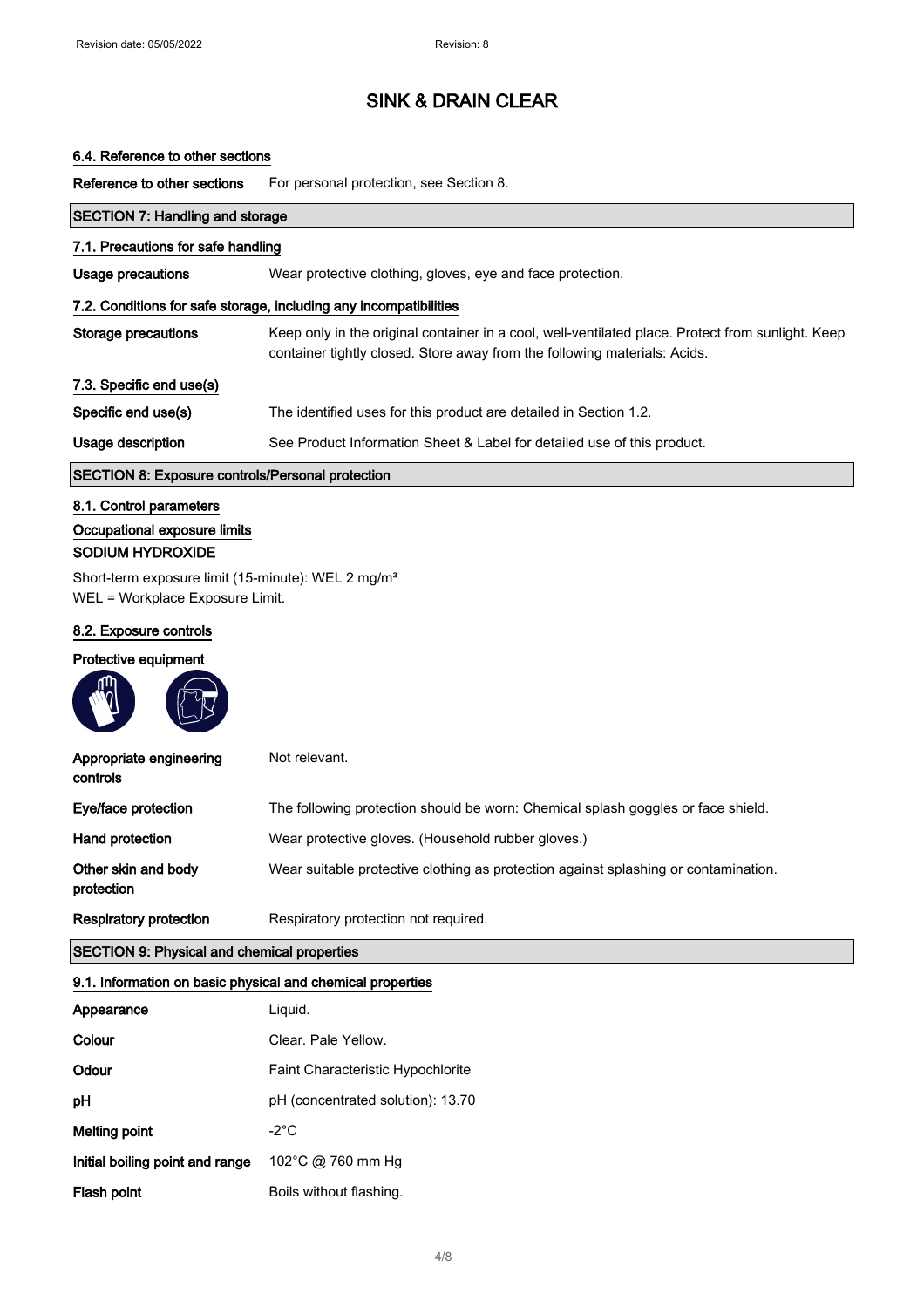# SINK & DRAIN CLEAR

### 6.4. Reference to other sections

| | |
|---|---|
| **Reference to other sections** | For personal protection, see Section 8. |

## SECTION 7: Handling and storage

### 7.1. Precautions for safe handling

| | |
|---|---|
| **Usage precautions** | Wear protective clothing, gloves, eye and face protection. |

### 7.2. Conditions for safe storage, including any incompatibilities

| | |
|---|---|
| **Storage precautions** | Keep only in the original container in a cool, well-ventilated place. Protect from sunlight. Keep container tightly closed. Store away from the following materials: Acids. |

### 7.3. Specific end use(s)

| | |
|---|---|
| **Specific end use(s)** | The identified uses for this product are detailed in Section 1.2. |
| **Usage description** | See Product Information Sheet & Label for detailed use of this product. |

## SECTION 8: Exposure controls/Personal protection

### 8.1. Control parameters

**Occupational exposure limits**

**SODIUM HYDROXIDE**

Short-term exposure limit (15-minute): WEL 2 mg/m³
WEL = Workplace Exposure Limit.

### 8.2. Exposure controls

**Protective equipment**

| | |
|---|---|
| **Appropriate engineering controls** | Not relevant. |
| **Eye/face protection** | The following protection should be worn: Chemical splash goggles or face shield. |
| **Hand protection** | Wear protective gloves. (Household rubber gloves.) |
| **Other skin and body protection** | Wear suitable protective clothing as protection against splashing or contamination. |
| **Respiratory protection** | Respiratory protection not required. |

## SECTION 9: Physical and chemical properties

### 9.1. Information on basic physical and chemical properties

| | |
|---|---|
| **Appearance** | Liquid. |
| **Colour** | Clear. Pale Yellow. |
| **Odour** | Faint Characteristic Hypochlorite |
| **pH** | pH (concentrated solution): 13.70 |
| **Melting point** | -2°C |
| **Initial boiling point and range** | 102°C @ 760 mm Hg |
| **Flash point** | Boils without flashing. |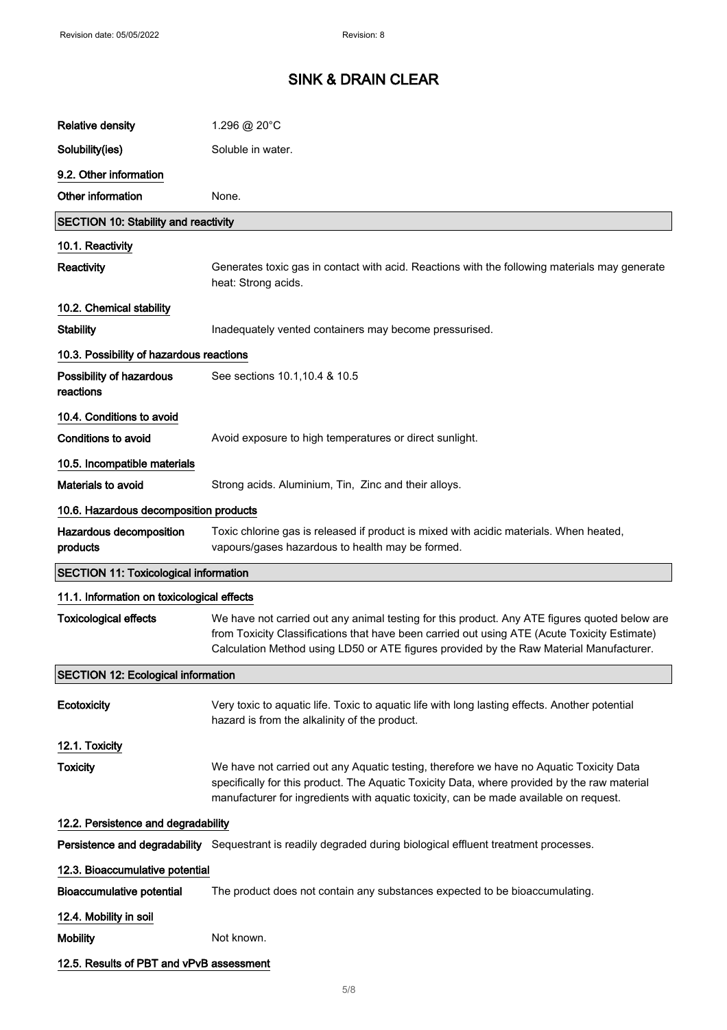| | |
|---|---|
| **Relative density** | 1.296 @ 20°C |
| **Solubility(ies)** | Soluble in water. |

**9.2. Other information**

| | |
|---|---|
| **Other information** | None. |

## SECTION 10: Stability and reactivity

**10.1. Reactivity**

| | |
|---|---|
| **Reactivity** | Generates toxic gas in contact with acid. Reactions with the following materials may generate heat: Strong acids. |

**10.2. Chemical stability**

| | |
|---|---|
| **Stability** | Inadequately vented containers may become pressurised. |

**10.3. Possibility of hazardous reactions**

| | |
|---|---|
| **Possibility of hazardous reactions** | See sections 10.1,10.4 & 10.5 |

**10.4. Conditions to avoid**

| | |
|---|---|
| **Conditions to avoid** | Avoid exposure to high temperatures or direct sunlight. |

**10.5. Incompatible materials**

| | |
|---|---|
| **Materials to avoid** | Strong acids. Aluminium, Tin, Zinc and their alloys. |

**10.6. Hazardous decomposition products**

| | |
|---|---|
| **Hazardous decomposition products** | Toxic chlorine gas is released if product is mixed with acidic materials. When heated, vapours/gases hazardous to health may be formed. |

## SECTION 11: Toxicological information

**11.1. Information on toxicological effects**

| | |
|---|---|
| **Toxicological effects** | We have not carried out any animal testing for this product. Any ATE figures quoted below are from Toxicity Classifications that have been carried out using ATE (Acute Toxicity Estimate) Calculation Method using LD50 or ATE figures provided by the Raw Material Manufacturer. |

## SECTION 12: Ecological information

| | |
|---|---|
| **Ecotoxicity** | Very toxic to aquatic life. Toxic to aquatic life with long lasting effects. Another potential hazard is from the alkalinity of the product. |

**12.1. Toxicity**

| | |
|---|---|
| **Toxicity** | We have not carried out any Aquatic testing, therefore we have no Aquatic Toxicity Data specifically for this product. The Aquatic Toxicity Data, where provided by the raw material manufacturer for ingredients with aquatic toxicity, can be made available on request. |

**12.2. Persistence and degradability**

| | |
|---|---|
| **Persistence and degradability** | Sequestrant is readily degraded during biological effluent treatment processes. |

**12.3. Bioaccumulative potential**

| | |
|---|---|
| **Bioaccumulative potential** | The product does not contain any substances expected to be bioaccumulating. |

**12.4. Mobility in soil**

| | |
|---|---|
| **Mobility** | Not known. |

**12.5. Results of PBT and vPvB assessment**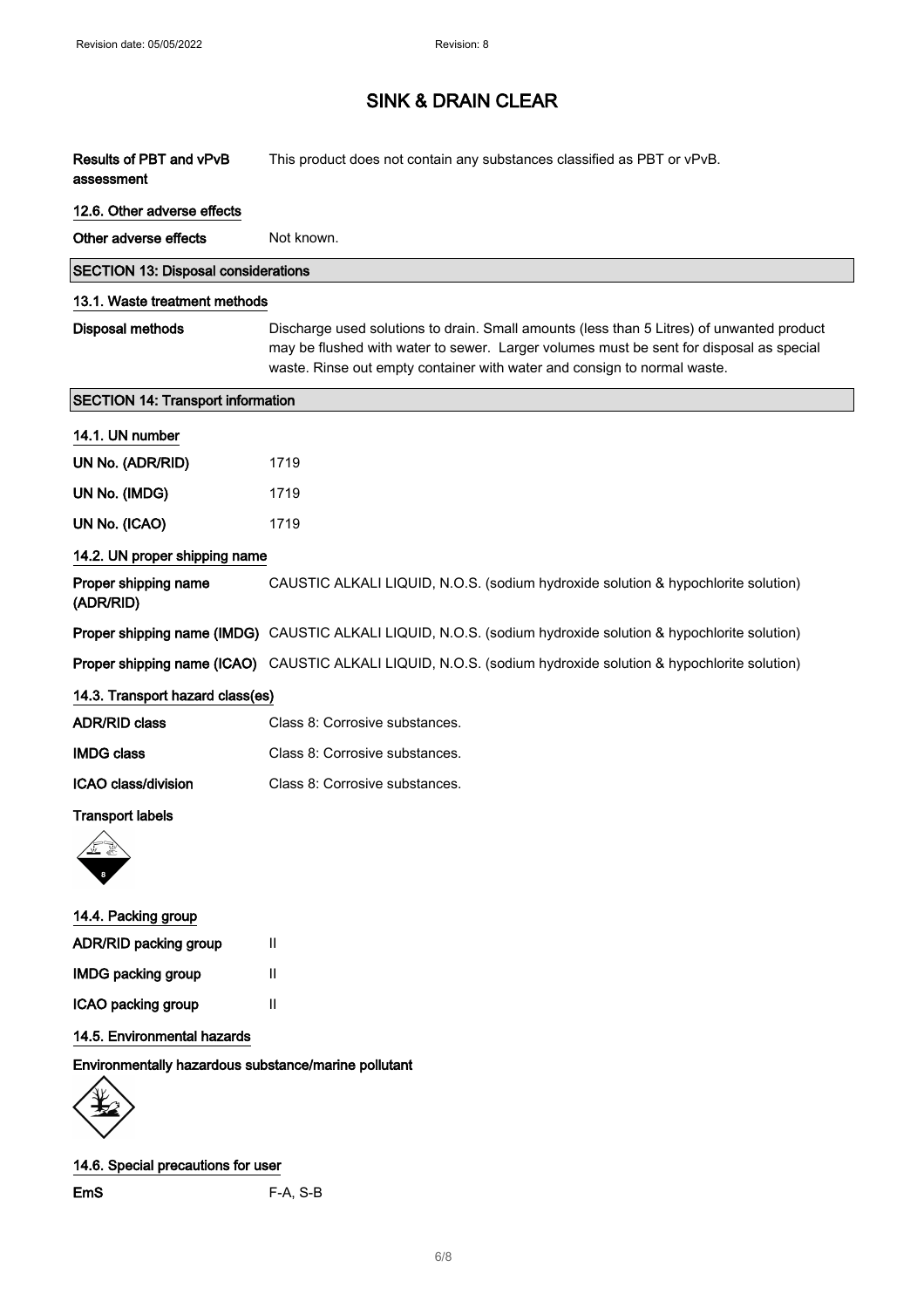# SINK & DRAIN CLEAR

**Results of PBT and vPvB assessment** This product does not contain any substances classified as PBT or vPvB.

### 12.6. Other adverse effects

**Other adverse effects** Not known.

## SECTION 13: Disposal considerations

### 13.1. Waste treatment methods

**Disposal methods** Discharge used solutions to drain. Small amounts (less than 5 Litres) of unwanted product may be flushed with water to sewer. Larger volumes must be sent for disposal as special waste. Rinse out empty container with water and consign to normal waste.

## SECTION 14: Transport information

### 14.1. UN number

**UN No. (ADR/RID)** 1719

**UN No. (IMDG)** 1719

**UN No. (ICAO)** 1719

### 14.2. UN proper shipping name

**Proper shipping name (ADR/RID)** CAUSTIC ALKALI LIQUID, N.O.S. (sodium hydroxide solution & hypochlorite solution)

**Proper shipping name (IMDG)** CAUSTIC ALKALI LIQUID, N.O.S. (sodium hydroxide solution & hypochlorite solution)

**Proper shipping name (ICAO)** CAUSTIC ALKALI LIQUID, N.O.S. (sodium hydroxide solution & hypochlorite solution)

### 14.3. Transport hazard class(es)

**ADR/RID class** Class 8: Corrosive substances.

**IMDG class** Class 8: Corrosive substances.

**ICAO class/division** Class 8: Corrosive substances.

**Transport labels**

### 14.4. Packing group

**ADR/RID packing group** II

**IMDG packing group** II

**ICAO packing group** II

### 14.5. Environmental hazards

**Environmentally hazardous substance/marine pollutant**

### 14.6. Special precautions for user

**EmS** F-A, S-B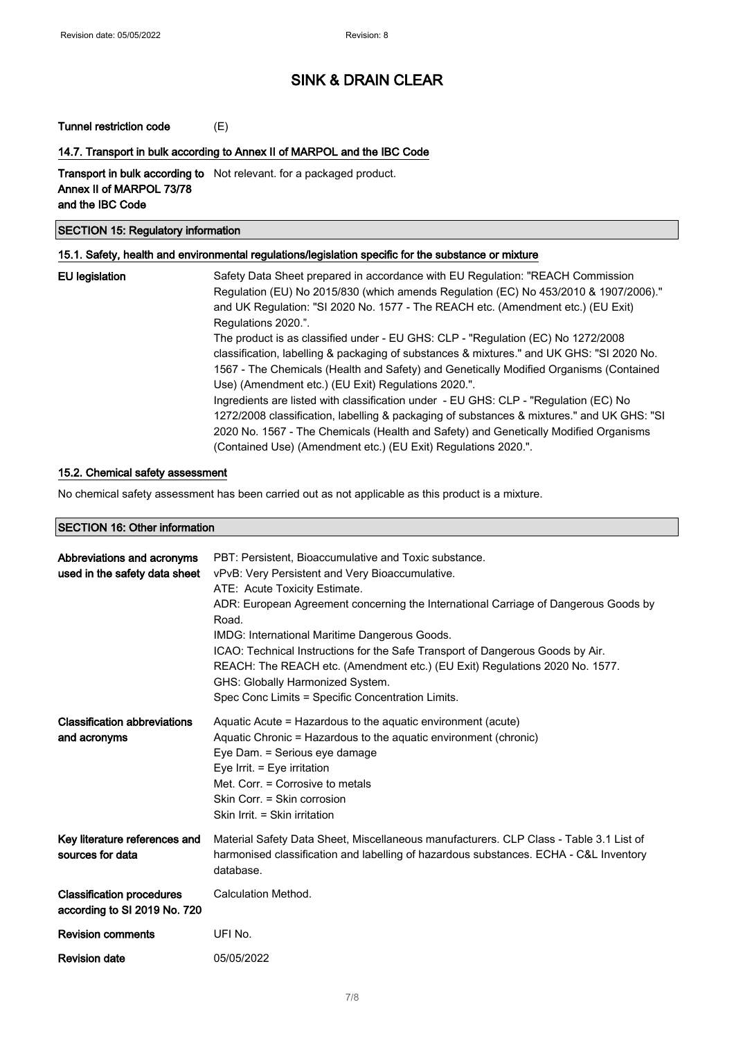**Tunnel restriction code** (E)

### 14.7. Transport in bulk according to Annex II of MARPOL and the IBC Code

| | |
|---|---|
| **Transport in bulk according to Annex II of MARPOL 73/78 and the IBC Code** | Not relevant. for a packaged product. |

## SECTION 15: Regulatory information

### 15.1. Safety, health and environmental regulations/legislation specific for the substance or mixture

**EU legislation**

Safety Data Sheet prepared in accordance with EU Regulation: "REACH Commission Regulation (EU) No 2015/830 (which amends Regulation (EC) No 453/2010 & 1907/2006)." and UK Regulation: "SI 2020 No. 1577 - The REACH etc. (Amendment etc.) (EU Exit) Regulations 2020.".

The product is as classified under - EU GHS: CLP - "Regulation (EC) No 1272/2008 classification, labelling & packaging of substances & mixtures." and UK GHS: "SI 2020 No. 1567 - The Chemicals (Health and Safety) and Genetically Modified Organisms (Contained Use) (Amendment etc.) (EU Exit) Regulations 2020.".

Ingredients are listed with classification under - EU GHS: CLP - "Regulation (EC) No 1272/2008 classification, labelling & packaging of substances & mixtures." and UK GHS: "SI 2020 No. 1567 - The Chemicals (Health and Safety) and Genetically Modified Organisms (Contained Use) (Amendment etc.) (EU Exit) Regulations 2020.".

### 15.2. Chemical safety assessment

No chemical safety assessment has been carried out as not applicable as this product is a mixture.

## SECTION 16: Other information

**Abbreviations and acronyms used in the safety data sheet**

PBT: Persistent, Bioaccumulative and Toxic substance.
vPvB: Very Persistent and Very Bioaccumulative.
ATE: Acute Toxicity Estimate.
ADR: European Agreement concerning the International Carriage of Dangerous Goods by Road.
IMDG: International Maritime Dangerous Goods.
ICAO: Technical Instructions for the Safe Transport of Dangerous Goods by Air.
REACH: The REACH etc. (Amendment etc.) (EU Exit) Regulations 2020 No. 1577.
GHS: Globally Harmonized System.
Spec Conc Limits = Specific Concentration Limits.

**Classification abbreviations and acronyms**

Aquatic Acute = Hazardous to the aquatic environment (acute)
Aquatic Chronic = Hazardous to the aquatic environment (chronic)
Eye Dam. = Serious eye damage
Eye Irrit. = Eye irritation
Met. Corr. = Corrosive to metals
Skin Corr. = Skin corrosion
Skin Irrit. = Skin irritation

**Key literature references and sources for data**

Material Safety Data Sheet, Miscellaneous manufacturers. CLP Class - Table 3.1 List of harmonised classification and labelling of hazardous substances. ECHA - C&L Inventory database.

**Classification procedures according to SI 2019 No. 720**

Calculation Method.

**Revision comments**

UFI No.

**Revision date**

05/05/2022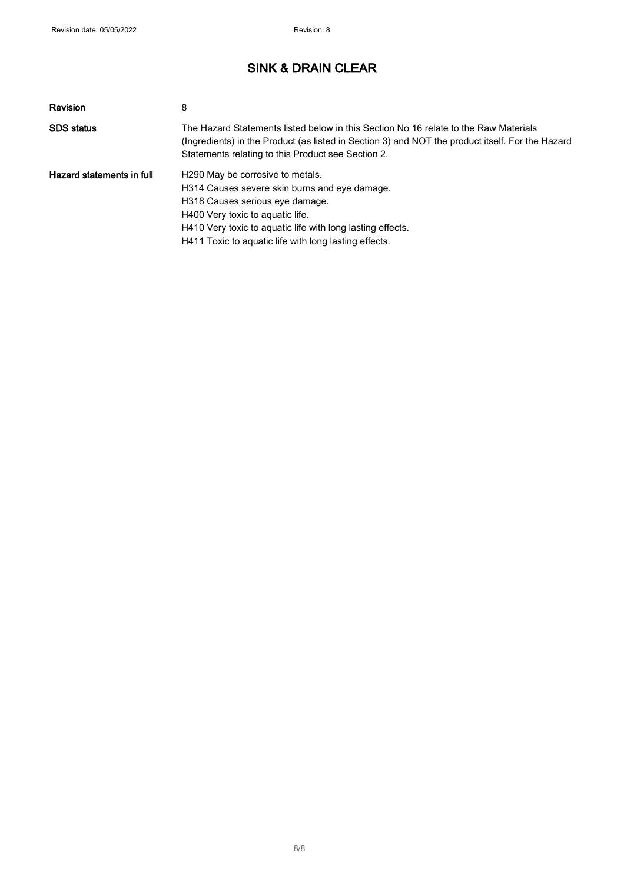# SINK & DRAIN CLEAR

| | |
|---|---|
| **Revision** | 8 |
| **SDS status** | The Hazard Statements listed below in this Section No 16 relate to the Raw Materials (Ingredients) in the Product (as listed in Section 3) and NOT the product itself. For the Hazard Statements relating to this Product see Section 2. |
| **Hazard statements in full** | H290 May be corrosive to metals.<br>H314 Causes severe skin burns and eye damage.<br>H318 Causes serious eye damage.<br>H400 Very toxic to aquatic life.<br>H410 Very toxic to aquatic life with long lasting effects.<br>H411 Toxic to aquatic life with long lasting effects. |